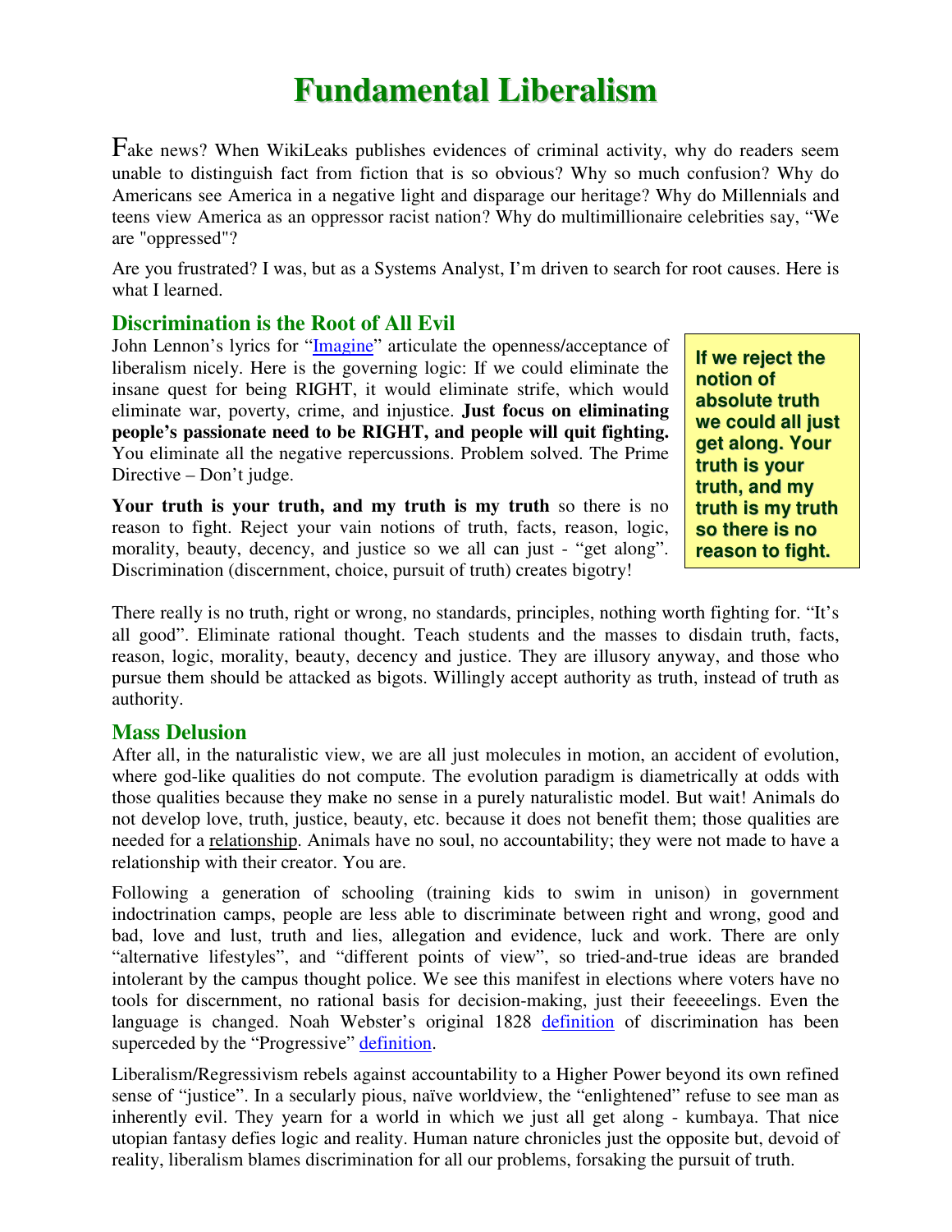# Fundamental Liberalism

Fake news? When WikiLeaks publishes evidences of criminal activity, why do readers seem unable to distinguish fact from fiction that is so obvious? Why so much confusion? Why do Americans see America in a negative light and disparage our heritage? Why do Millennials and teens view America as an oppressor racist nation? Why do multimillionaire celebrities say, "We are "oppressed"?

Are you frustrated? I was, but as a Systems Analyst, I'm driven to search for root causes. Here is what I learned.

## Discrimination is the Root of All Evil

John Lennon's lyrics for "Imagine" articulate the openness/acceptance of liberalism nicely. Here is the governing logic: If we could eliminate the insane quest for being RIGHT, it would eliminate strife, which would eliminate war, poverty, crime, and injustice. **Just focus on eliminating people's passionate need to be RIGHT, and people will quit fighting.** You eliminate all the negative repercussions. Problem solved. The Prime Directive – Don't judge.

**If we reject the notion of absolute truth we could all just get along. Your truth is your truth, and my truth is my truth so there is no reason to fight.**

**Your truth is your truth, and my truth is my truth** so there is no reason to fight. Reject your vain notions of truth, facts, reason, logic, morality, beauty, decency, and justice so we all can just - "get along". Discrimination (discernment, choice, pursuit of truth) creates bigotry!

There really is no truth, right or wrong, no standards, principles, nothing worth fighting for. "It's all good". Eliminate rational thought. Teach students and the masses to disdain truth, facts, reason, logic, morality, beauty, decency and justice. They are illusory anyway, and those who pursue them should be attacked as bigots. Willingly accept authority as truth, instead of truth as authority.

## Mass Delusion

After all, in the naturalistic view, we are all just molecules in motion, an accident of evolution, where god-like qualities do not compute. The evolution paradigm is diametrically at odds with those qualities because they make no sense in a purely naturalistic model. But wait! Animals do not develop love, truth, justice, beauty, etc. because it does not benefit them; those qualities are needed for a relationship. Animals have no soul, no accountability; they were not made to have a relationship with their creator. You are.

Following a generation of schooling (training kids to swim in unison) in government indoctrination camps, people are less able to discriminate between right and wrong, good and bad, love and lust, truth and lies, allegation and evidence, luck and work. There are only "alternative lifestyles", and "different points of view", so tried-and-true ideas are branded intolerant by the campus thought police. We see this manifest in elections where voters have no tools for discernment, no rational basis for decision-making, just their feeeeelings. Even the language is changed. Noah Webster's original 1828 definition of discrimination has been superceded by the "Progressive" definition.

Liberalism/Regressivism rebels against accountability to a Higher Power beyond its own refined sense of "justice". In a secularly pious, naïve worldview, the "enlightened" refuse to see man as inherently evil. They yearn for a world in which we just all get along - kumbaya. That nice utopian fantasy defies logic and reality. Human nature chronicles just the opposite but, devoid of reality, liberalism blames discrimination for all our problems, forsaking the pursuit of truth.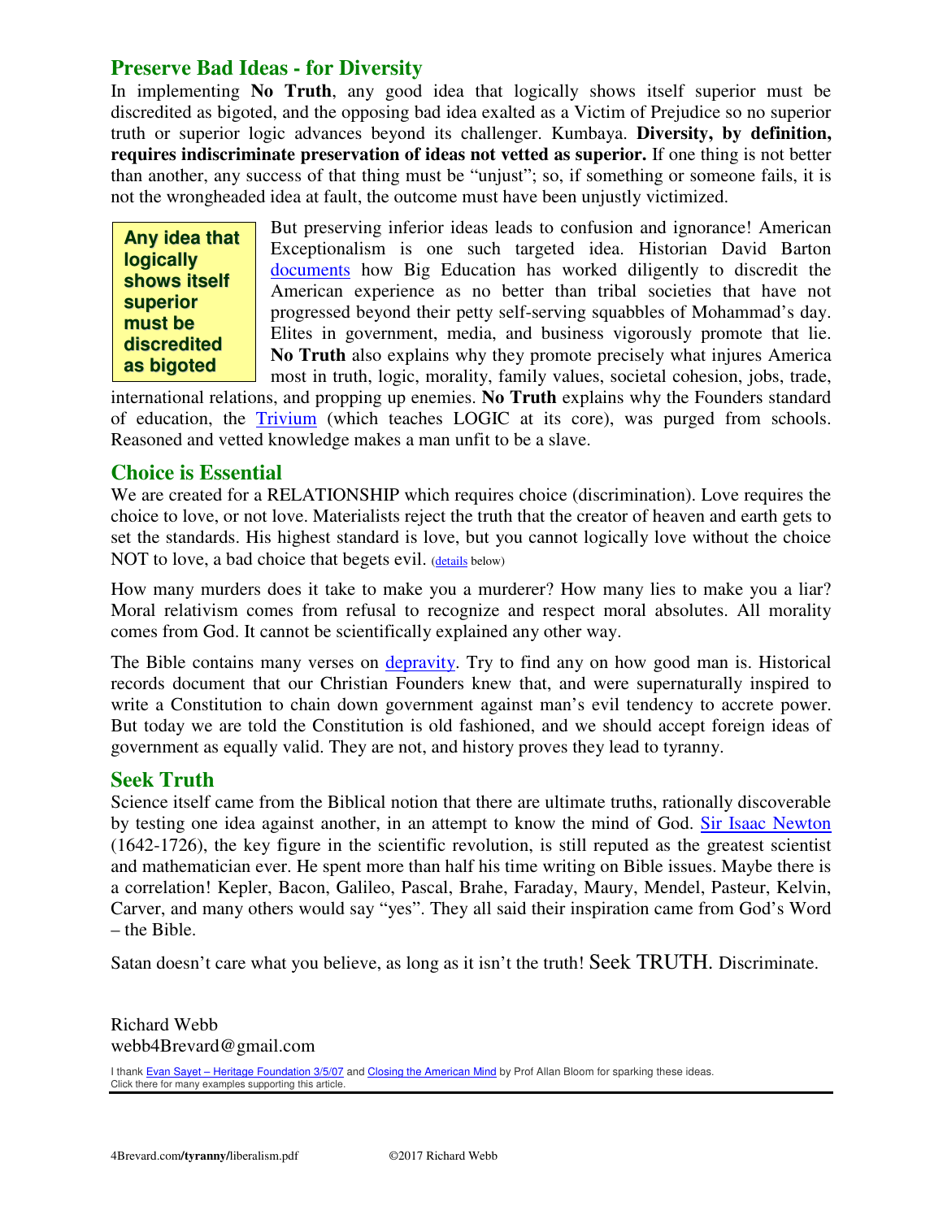## Preserve Bad Ideas - for Diversity

In implementing **No Truth**, any good idea that logically shows itself superior must be discredited as bigoted, and the opposing bad idea exalted as a Victim of Prejudice so no superior truth or superior logic advances beyond its challenger. Kumbaya. **Diversity, by definition, requires indiscriminate preservation of ideas not vetted as superior.** If one thing is not better than another, any success of that thing must be "unjust"; so, if something or someone fails, it is not the wrongheaded idea at fault, the outcome must have been unjustly victimized.

> **Any idea that logically shows itself superior must be discredited as bigoted**

But preserving inferior ideas leads to confusion and ignorance! American Exceptionalism is one such targeted idea. Historian David Barton documents how Big Education has worked diligently to discredit the American experience as no better than tribal societies that have not progressed beyond their petty self-serving squabbles of Mohammad's day. Elites in government, media, and business vigorously promote that lie. **No Truth** also explains why they promote precisely what injures America most in truth, logic, morality, family values, societal cohesion, jobs, trade, international relations, and propping up enemies. **No Truth** explains why the Founders standard of education, the Trivium (which teaches LOGIC at its core), was purged from schools. Reasoned and vetted knowledge makes a man unfit to be a slave.

## Choice is Essential

We are created for a RELATIONSHIP which requires choice (discrimination). Love requires the choice to love, or not love. Materialists reject the truth that the creator of heaven and earth gets to set the standards. His highest standard is love, but you cannot logically love without the choice NOT to love, a bad choice that begets evil. (details below)

How many murders does it take to make you a murderer? How many lies to make you a liar? Moral relativism comes from refusal to recognize and respect moral absolutes. All morality comes from God. It cannot be scientifically explained any other way.

The Bible contains many verses on depravity. Try to find any on how good man is. Historical records document that our Christian Founders knew that, and were supernaturally inspired to write a Constitution to chain down government against man's evil tendency to accrete power. But today we are told the Constitution is old fashioned, and we should accept foreign ideas of government as equally valid. They are not, and history proves they lead to tyranny.

## Seek Truth

Science itself came from the Biblical notion that there are ultimate truths, rationally discoverable by testing one idea against another, in an attempt to know the mind of God. Sir Isaac Newton (1642-1726), the key figure in the scientific revolution, is still reputed as the greatest scientist and mathematician ever. He spent more than half his time writing on Bible issues. Maybe there is a correlation! Kepler, Bacon, Galileo, Pascal, Brahe, Faraday, Maury, Mendel, Pasteur, Kelvin, Carver, and many others would say "yes". They all said their inspiration came from God's Word – the Bible.

Satan doesn't care what you believe, as long as it isn't the truth! Seek TRUTH. Discriminate.

Richard Webb
webb4Brevard@gmail.com

I thank Evan Sayet – Heritage Foundation 3/5/07 and Closing the American Mind by Prof Allan Bloom for sparking these ideas.
Click there for many examples supporting this article.

4Brevard.com/**tyranny/**liberalism.pdf ©2017 Richard Webb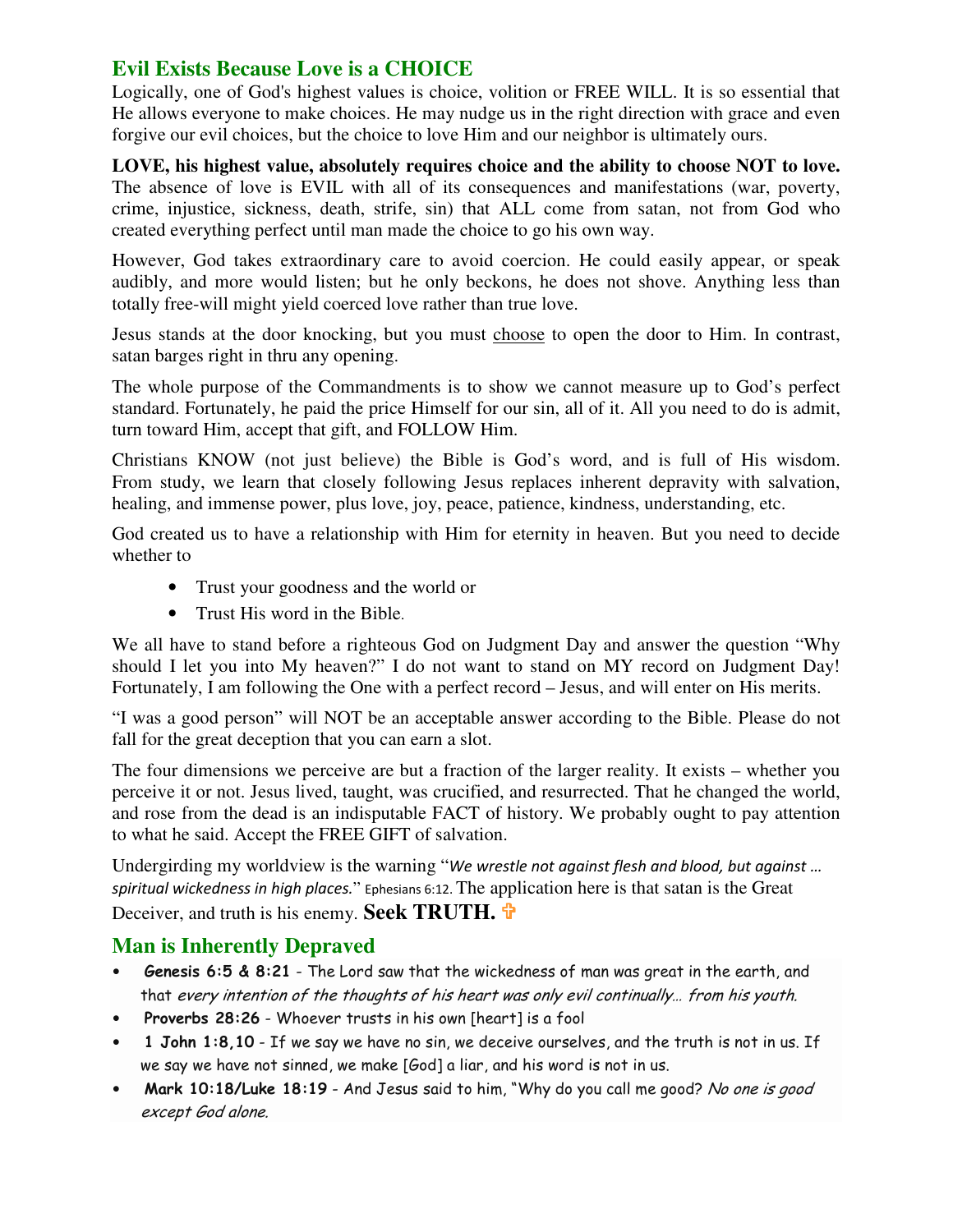## Evil Exists Because Love is a CHOICE

Logically, one of God's highest values is choice, volition or FREE WILL. It is so essential that He allows everyone to make choices. He may nudge us in the right direction with grace and even forgive our evil choices, but the choice to love Him and our neighbor is ultimately ours.

**LOVE, his highest value, absolutely requires choice and the ability to choose NOT to love.** The absence of love is EVIL with all of its consequences and manifestations (war, poverty, crime, injustice, sickness, death, strife, sin) that ALL come from satan, not from God who created everything perfect until man made the choice to go his own way.

However, God takes extraordinary care to avoid coercion. He could easily appear, or speak audibly, and more would listen; but he only beckons, he does not shove. Anything less than totally free-will might yield coerced love rather than true love.

Jesus stands at the door knocking, but you must <u>choose</u> to open the door to Him. In contrast, satan barges right in thru any opening.

The whole purpose of the Commandments is to show we cannot measure up to God's perfect standard. Fortunately, he paid the price Himself for our sin, all of it. All you need to do is admit, turn toward Him, accept that gift, and FOLLOW Him.

Christians KNOW (not just believe) the Bible is God's word, and is full of His wisdom. From study, we learn that closely following Jesus replaces inherent depravity with salvation, healing, and immense power, plus love, joy, peace, patience, kindness, understanding, etc.

God created us to have a relationship with Him for eternity in heaven. But you need to decide whether to

- Trust your goodness and the world or
- Trust His word in the Bible.

We all have to stand before a righteous God on Judgment Day and answer the question "Why should I let you into My heaven?" I do not want to stand on MY record on Judgment Day! Fortunately, I am following the One with a perfect record – Jesus, and will enter on His merits.

"I was a good person" will NOT be an acceptable answer according to the Bible. Please do not fall for the great deception that you can earn a slot.

The four dimensions we perceive are but a fraction of the larger reality. It exists – whether you perceive it or not. Jesus lived, taught, was crucified, and resurrected. That he changed the world, and rose from the dead is an indisputable FACT of history. We probably ought to pay attention to what he said. Accept the FREE GIFT of salvation.

Undergirding my worldview is the warning "*We wrestle not against flesh and blood, but against … spiritual wickedness in high places.*" Ephesians 6:12. The application here is that satan is the Great Deceiver, and truth is his enemy. **Seek TRUTH.** ✞

## Man is Inherently Depraved

- **Genesis 6:5 & 8:21** - The Lord saw that the wickedness of man was great in the earth, and that *every intention of the thoughts of his heart was only evil continually… from his youth.*
- **Proverbs 28:26** - Whoever trusts in his own [heart] is a fool
- **1 John 1:8,10** - If we say we have no sin, we deceive ourselves, and the truth is not in us. If we say we have not sinned, we make [God] a liar, and his word is not in us.
- **Mark 10:18/Luke 18:19** - And Jesus said to him, "Why do you call me good? *No one is good except God alone.*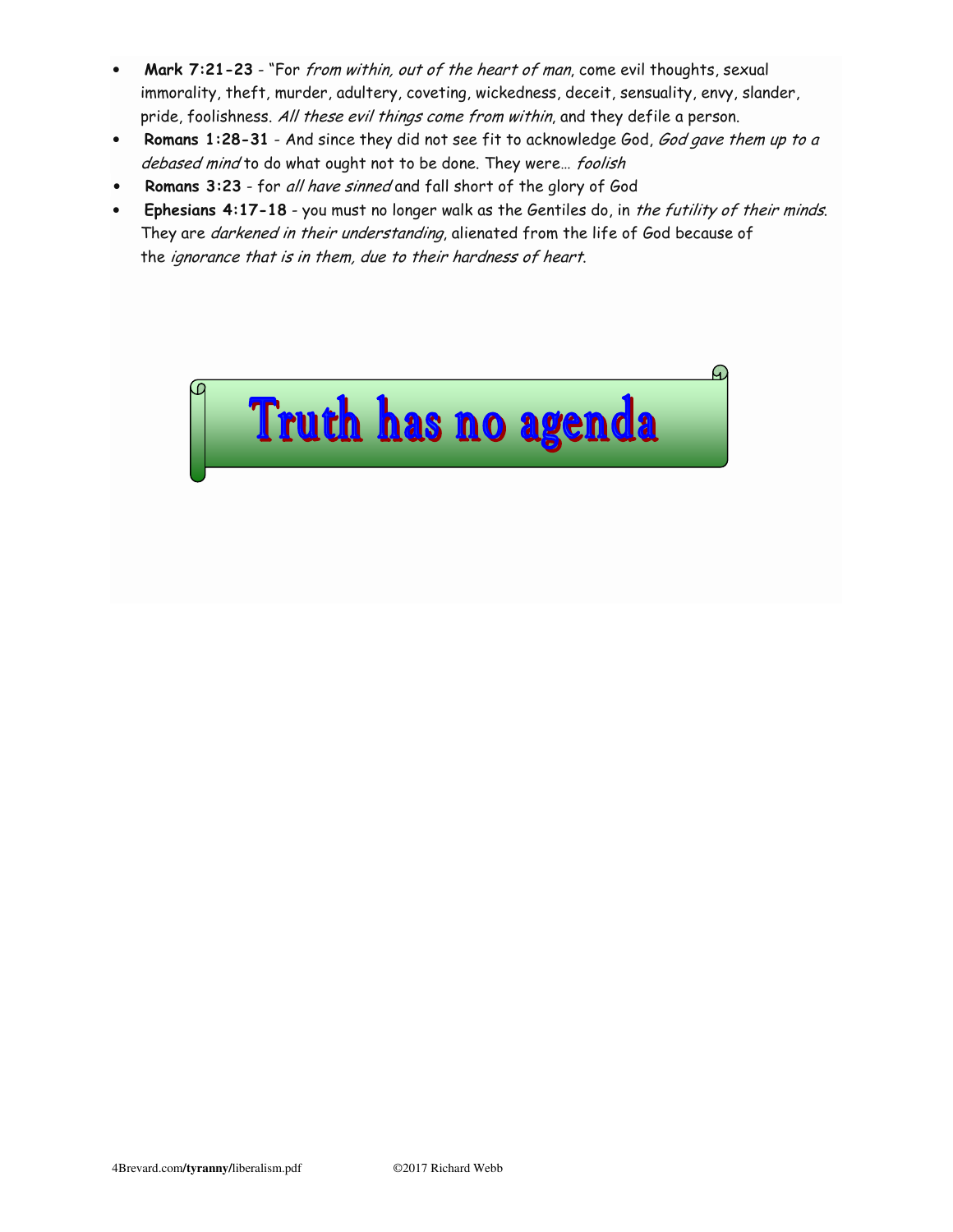- **Mark 7:21-23** - "For *from within, out of the heart of man*, come evil thoughts, sexual immorality, theft, murder, adultery, coveting, wickedness, deceit, sensuality, envy, slander, pride, foolishness. *All these evil things come from within*, and they defile a person.
- **Romans 1:28-31** - And since they did not see fit to acknowledge God, *God gave them up to a debased mind* to do what ought not to be done. They were… *foolish*
- **Romans 3:23** - for *all have sinned* and fall short of the glory of God
- **Ephesians 4:17-18** - you must no longer walk as the Gentiles do, in *the futility of their minds*. They are *darkened in their understanding*, alienated from the life of God because of the *ignorance that is in them, due to their hardness of heart*.

**Truth has no agenda**

4Brevard.com/**tyranny/**liberalism.pdf ©2017 Richard Webb